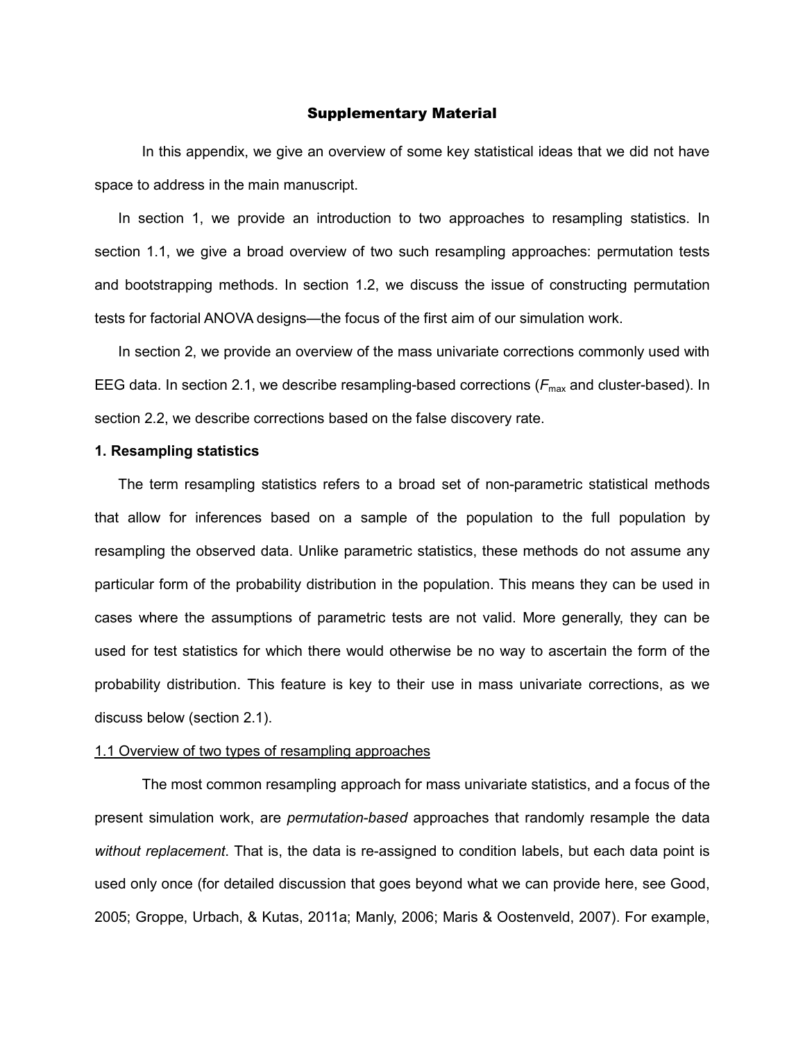# Supplementary Material

In this appendix, we give an overview of some key statistical ideas that we did not have space to address in the main manuscript.

In section 1, we provide an introduction to two approaches to resampling statistics. In section 1.1, we give a broad overview of two such resampling approaches: permutation tests and bootstrapping methods. In section 1.2, we discuss the issue of constructing permutation tests for factorial ANOVA designs—the focus of the first aim of our simulation work.

In section 2, we provide an overview of the mass univariate corrections commonly used with EEG data. In section 2.1, we describe resampling-based corrections ($F_{max}$ and cluster-based). In section 2.2, we describe corrections based on the false discovery rate.

## 1. Resampling statistics

The term resampling statistics refers to a broad set of non-parametric statistical methods that allow for inferences based on a sample of the population to the full population by resampling the observed data. Unlike parametric statistics, these methods do not assume any particular form of the probability distribution in the population. This means they can be used in cases where the assumptions of parametric tests are not valid. More generally, they can be used for test statistics for which there would otherwise be no way to ascertain the form of the probability distribution. This feature is key to their use in mass univariate corrections, as we discuss below (section 2.1).

### 1.1 Overview of two types of resampling approaches

The most common resampling approach for mass univariate statistics, and a focus of the present simulation work, are *permutation-based* approaches that randomly resample the data *without replacement*. That is, the data is re-assigned to condition labels, but each data point is used only once (for detailed discussion that goes beyond what we can provide here, see Good, 2005; Groppe, Urbach, & Kutas, 2011a; Manly, 2006; Maris & Oostenveld, 2007). For example,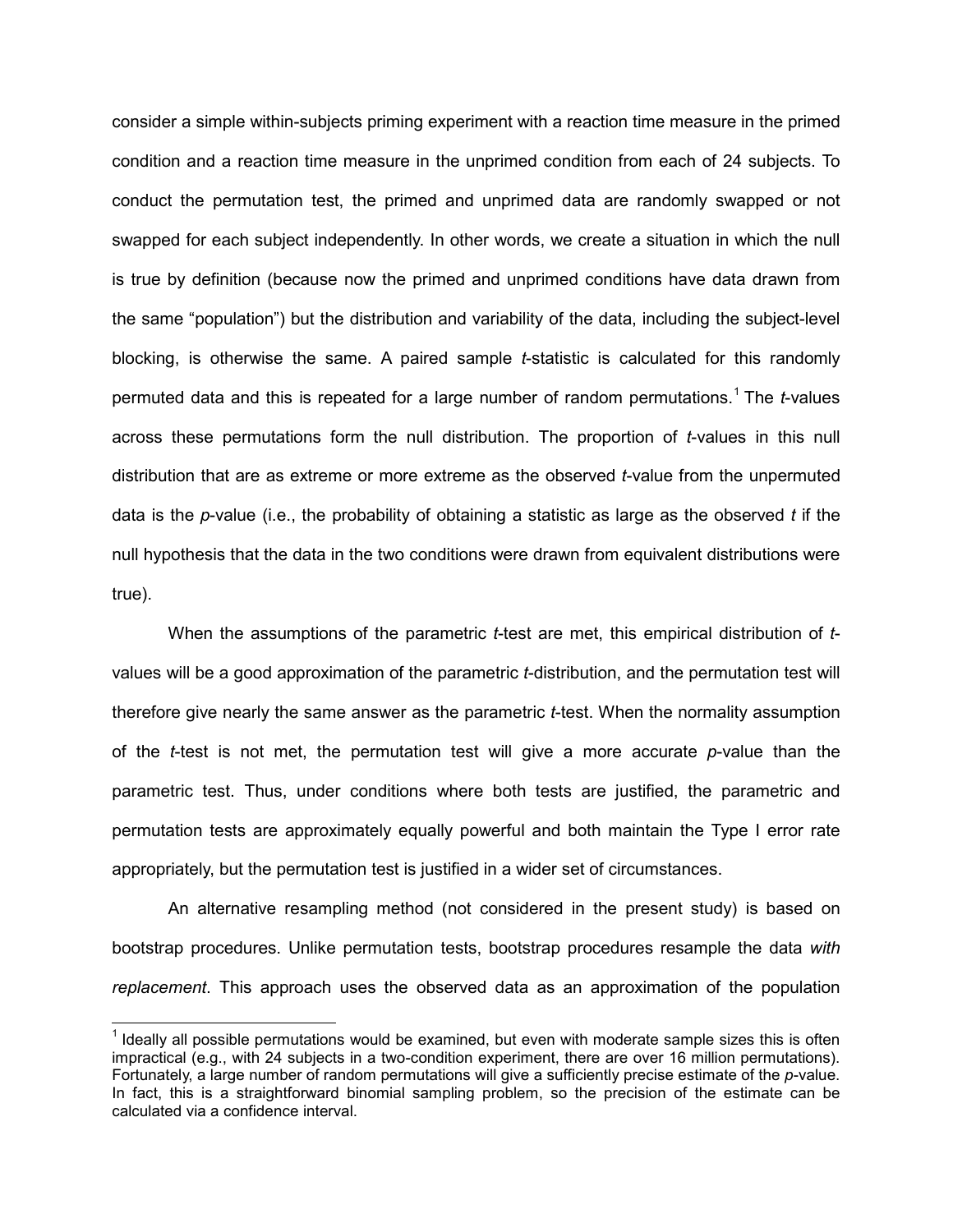consider a simple within-subjects priming experiment with a reaction time measure in the primed condition and a reaction time measure in the unprimed condition from each of 24 subjects. To conduct the permutation test, the primed and unprimed data are randomly swapped or not swapped for each subject independently. In other words, we create a situation in which the null is true by definition (because now the primed and unprimed conditions have data drawn from the same "population") but the distribution and variability of the data, including the subject-level blocking, is otherwise the same. A paired sample *t*-statistic is calculated for this randomly permuted data and this is repeated for a large number of random permutations.[1] The *t*-values across these permutations form the null distribution. The proportion of *t*-values in this null distribution that are as extreme or more extreme as the observed *t*-value from the unpermuted data is the *p*-value (i.e., the probability of obtaining a statistic as large as the observed *t* if the null hypothesis that the data in the two conditions were drawn from equivalent distributions were true).

When the assumptions of the parametric *t*-test are met, this empirical distribution of *t*-values will be a good approximation of the parametric *t*-distribution, and the permutation test will therefore give nearly the same answer as the parametric *t*-test. When the normality assumption of the *t*-test is not met, the permutation test will give a more accurate *p*-value than the parametric test. Thus, under conditions where both tests are justified, the parametric and permutation tests are approximately equally powerful and both maintain the Type I error rate appropriately, but the permutation test is justified in a wider set of circumstances.

An alternative resampling method (not considered in the present study) is based on bootstrap procedures. Unlike permutation tests, bootstrap procedures resample the data *with replacement*. This approach uses the observed data as an approximation of the population

[1] Ideally all possible permutations would be examined, but even with moderate sample sizes this is often impractical (e.g., with 24 subjects in a two-condition experiment, there are over 16 million permutations). Fortunately, a large number of random permutations will give a sufficiently precise estimate of the *p*-value. In fact, this is a straightforward binomial sampling problem, so the precision of the estimate can be calculated via a confidence interval.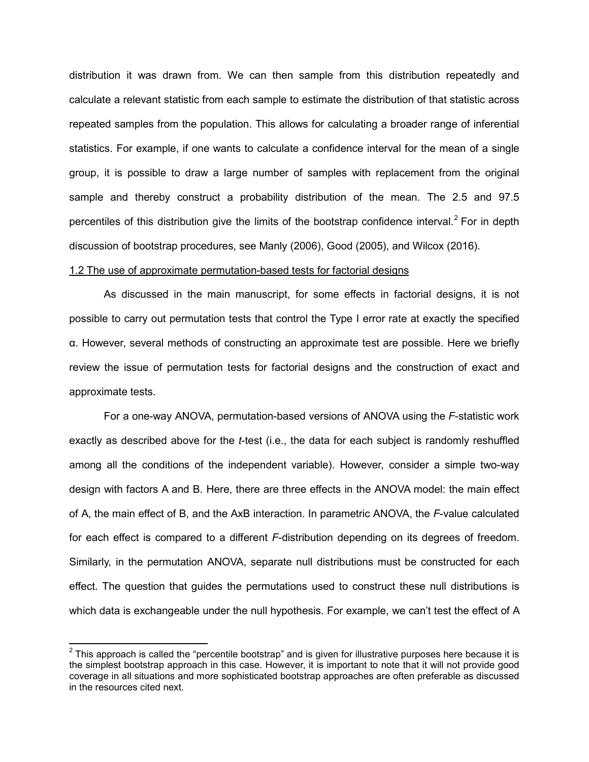distribution it was drawn from. We can then sample from this distribution repeatedly and calculate a relevant statistic from each sample to estimate the distribution of that statistic across repeated samples from the population. This allows for calculating a broader range of inferential statistics. For example, if one wants to calculate a confidence interval for the mean of a single group, it is possible to draw a large number of samples with replacement from the original sample and thereby construct a probability distribution of the mean. The 2.5 and 97.5 percentiles of this distribution give the limits of the bootstrap confidence interval.[2] For in depth discussion of bootstrap procedures, see Manly (2006), Good (2005), and Wilcox (2016).

### 1.2 The use of approximate permutation-based tests for factorial designs

As discussed in the main manuscript, for some effects in factorial designs, it is not possible to carry out permutation tests that control the Type I error rate at exactly the specified α. However, several methods of constructing an approximate test are possible. Here we briefly review the issue of permutation tests for factorial designs and the construction of exact and approximate tests.

For a one-way ANOVA, permutation-based versions of ANOVA using the *F*-statistic work exactly as described above for the *t*-test (i.e., the data for each subject is randomly reshuffled among all the conditions of the independent variable). However, consider a simple two-way design with factors A and B. Here, there are three effects in the ANOVA model: the main effect of A, the main effect of B, and the AxB interaction. In parametric ANOVA, the *F*-value calculated for each effect is compared to a different *F*-distribution depending on its degrees of freedom. Similarly, in the permutation ANOVA, separate null distributions must be constructed for each effect. The question that guides the permutations used to construct these null distributions is which data is exchangeable under the null hypothesis. For example, we can't test the effect of A

[2] This approach is called the "percentile bootstrap" and is given for illustrative purposes here because it is the simplest bootstrap approach in this case. However, it is important to note that it will not provide good coverage in all situations and more sophisticated bootstrap approaches are often preferable as discussed in the resources cited next.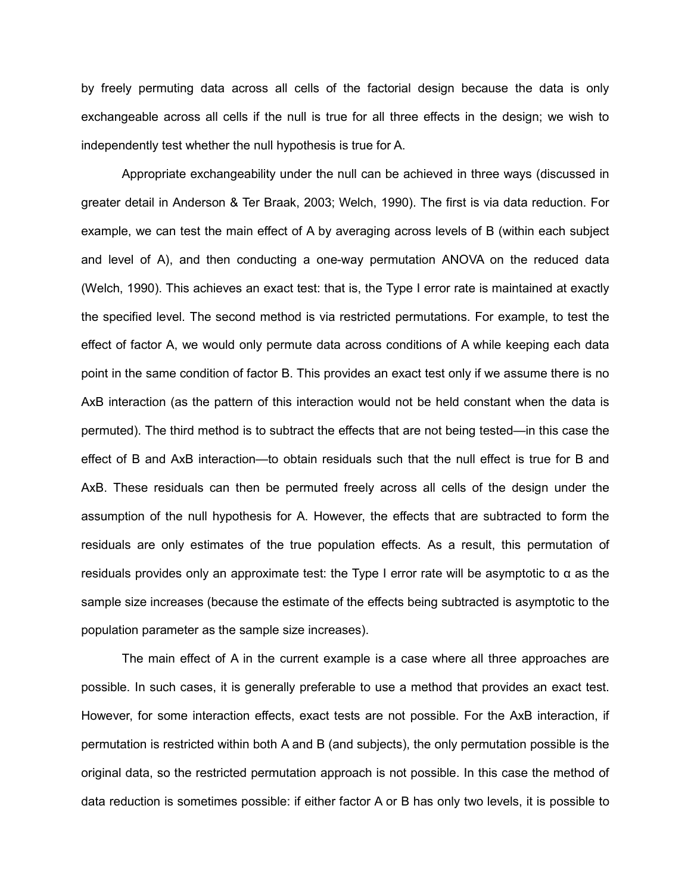by freely permuting data across all cells of the factorial design because the data is only exchangeable across all cells if the null is true for all three effects in the design; we wish to independently test whether the null hypothesis is true for A.

Appropriate exchangeability under the null can be achieved in three ways (discussed in greater detail in Anderson & Ter Braak, 2003; Welch, 1990). The first is via data reduction. For example, we can test the main effect of A by averaging across levels of B (within each subject and level of A), and then conducting a one-way permutation ANOVA on the reduced data (Welch, 1990). This achieves an exact test: that is, the Type I error rate is maintained at exactly the specified level. The second method is via restricted permutations. For example, to test the effect of factor A, we would only permute data across conditions of A while keeping each data point in the same condition of factor B. This provides an exact test only if we assume there is no AxB interaction (as the pattern of this interaction would not be held constant when the data is permuted). The third method is to subtract the effects that are not being tested—in this case the effect of B and AxB interaction—to obtain residuals such that the null effect is true for B and AxB. These residuals can then be permuted freely across all cells of the design under the assumption of the null hypothesis for A. However, the effects that are subtracted to form the residuals are only estimates of the true population effects. As a result, this permutation of residuals provides only an approximate test: the Type I error rate will be asymptotic to $\alpha$ as the sample size increases (because the estimate of the effects being subtracted is asymptotic to the population parameter as the sample size increases).

The main effect of A in the current example is a case where all three approaches are possible. In such cases, it is generally preferable to use a method that provides an exact test. However, for some interaction effects, exact tests are not possible. For the AxB interaction, if permutation is restricted within both A and B (and subjects), the only permutation possible is the original data, so the restricted permutation approach is not possible. In this case the method of data reduction is sometimes possible: if either factor A or B has only two levels, it is possible to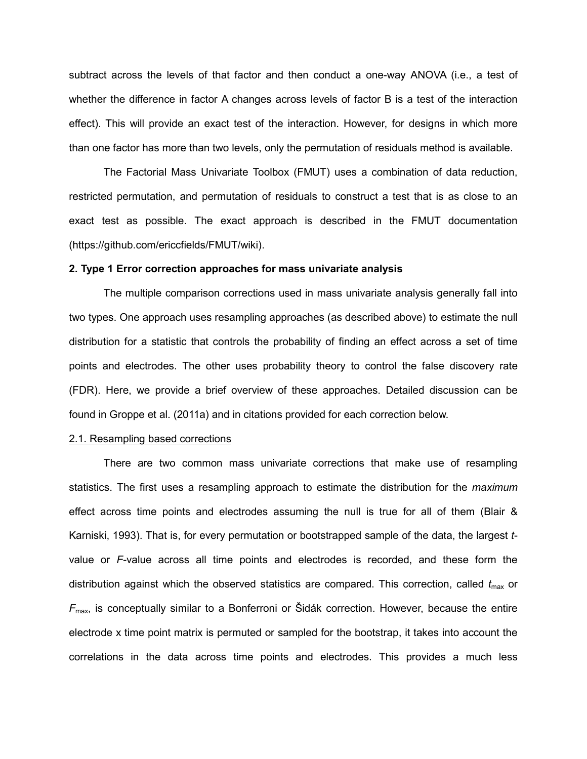subtract across the levels of that factor and then conduct a one-way ANOVA (i.e., a test of whether the difference in factor A changes across levels of factor B is a test of the interaction effect). This will provide an exact test of the interaction. However, for designs in which more than one factor has more than two levels, only the permutation of residuals method is available.

The Factorial Mass Univariate Toolbox (FMUT) uses a combination of data reduction, restricted permutation, and permutation of residuals to construct a test that is as close to an exact test as possible. The exact approach is described in the FMUT documentation (https://github.com/ericcfields/FMUT/wiki).

**2. Type 1 Error correction approaches for mass univariate analysis**

The multiple comparison corrections used in mass univariate analysis generally fall into two types. One approach uses resampling approaches (as described above) to estimate the null distribution for a statistic that controls the probability of finding an effect across a set of time points and electrodes. The other uses probability theory to control the false discovery rate (FDR). Here, we provide a brief overview of these approaches. Detailed discussion can be found in Groppe et al. (2011a) and in citations provided for each correction below.

2.1. Resampling based corrections

There are two common mass univariate corrections that make use of resampling statistics. The first uses a resampling approach to estimate the distribution for the *maximum* effect across time points and electrodes assuming the null is true for all of them (Blair & Karniski, 1993). That is, for every permutation or bootstrapped sample of the data, the largest *t*-value or *F*-value across all time points and electrodes is recorded, and these form the distribution against which the observed statistics are compared. This correction, called $t_{max}$ or $F_{max}$, is conceptually similar to a Bonferroni or Šidák correction. However, because the entire electrode x time point matrix is permuted or sampled for the bootstrap, it takes into account the correlations in the data across time points and electrodes. This provides a much less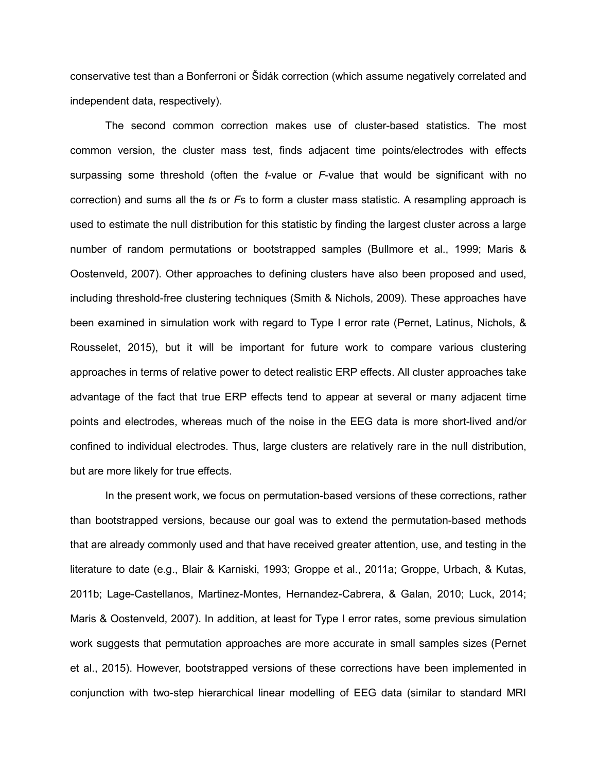conservative test than a Bonferroni or Šidák correction (which assume negatively correlated and independent data, respectively).

The second common correction makes use of cluster-based statistics. The most common version, the cluster mass test, finds adjacent time points/electrodes with effects surpassing some threshold (often the *t*-value or *F*-value that would be significant with no correction) and sums all the *t*s or *F*s to form a cluster mass statistic. A resampling approach is used to estimate the null distribution for this statistic by finding the largest cluster across a large number of random permutations or bootstrapped samples (Bullmore et al., 1999; Maris & Oostenveld, 2007). Other approaches to defining clusters have also been proposed and used, including threshold-free clustering techniques (Smith & Nichols, 2009). These approaches have been examined in simulation work with regard to Type I error rate (Pernet, Latinus, Nichols, & Rousselet, 2015), but it will be important for future work to compare various clustering approaches in terms of relative power to detect realistic ERP effects. All cluster approaches take advantage of the fact that true ERP effects tend to appear at several or many adjacent time points and electrodes, whereas much of the noise in the EEG data is more short-lived and/or confined to individual electrodes. Thus, large clusters are relatively rare in the null distribution, but are more likely for true effects.

In the present work, we focus on permutation-based versions of these corrections, rather than bootstrapped versions, because our goal was to extend the permutation-based methods that are already commonly used and that have received greater attention, use, and testing in the literature to date (e.g., Blair & Karniski, 1993; Groppe et al., 2011a; Groppe, Urbach, & Kutas, 2011b; Lage-Castellanos, Martinez-Montes, Hernandez-Cabrera, & Galan, 2010; Luck, 2014; Maris & Oostenveld, 2007). In addition, at least for Type I error rates, some previous simulation work suggests that permutation approaches are more accurate in small samples sizes (Pernet et al., 2015). However, bootstrapped versions of these corrections have been implemented in conjunction with two-step hierarchical linear modelling of EEG data (similar to standard MRI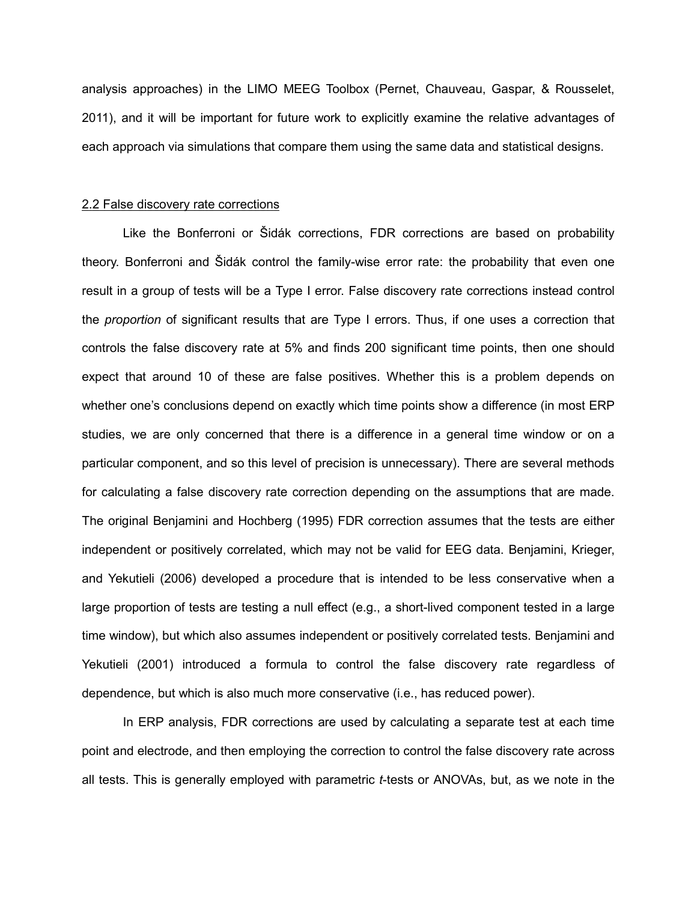analysis approaches) in the LIMO MEEG Toolbox (Pernet, Chauveau, Gaspar, & Rousselet, 2011), and it will be important for future work to explicitly examine the relative advantages of each approach via simulations that compare them using the same data and statistical designs.

## 2.2 False discovery rate corrections

Like the Bonferroni or Šidák corrections, FDR corrections are based on probability theory. Bonferroni and Šidák control the family-wise error rate: the probability that even one result in a group of tests will be a Type I error. False discovery rate corrections instead control the *proportion* of significant results that are Type I errors. Thus, if one uses a correction that controls the false discovery rate at 5% and finds 200 significant time points, then one should expect that around 10 of these are false positives. Whether this is a problem depends on whether one's conclusions depend on exactly which time points show a difference (in most ERP studies, we are only concerned that there is a difference in a general time window or on a particular component, and so this level of precision is unnecessary). There are several methods for calculating a false discovery rate correction depending on the assumptions that are made. The original Benjamini and Hochberg (1995) FDR correction assumes that the tests are either independent or positively correlated, which may not be valid for EEG data. Benjamini, Krieger, and Yekutieli (2006) developed a procedure that is intended to be less conservative when a large proportion of tests are testing a null effect (e.g., a short-lived component tested in a large time window), but which also assumes independent or positively correlated tests. Benjamini and Yekutieli (2001) introduced a formula to control the false discovery rate regardless of dependence, but which is also much more conservative (i.e., has reduced power).

In ERP analysis, FDR corrections are used by calculating a separate test at each time point and electrode, and then employing the correction to control the false discovery rate across all tests. This is generally employed with parametric *t*-tests or ANOVAs, but, as we note in the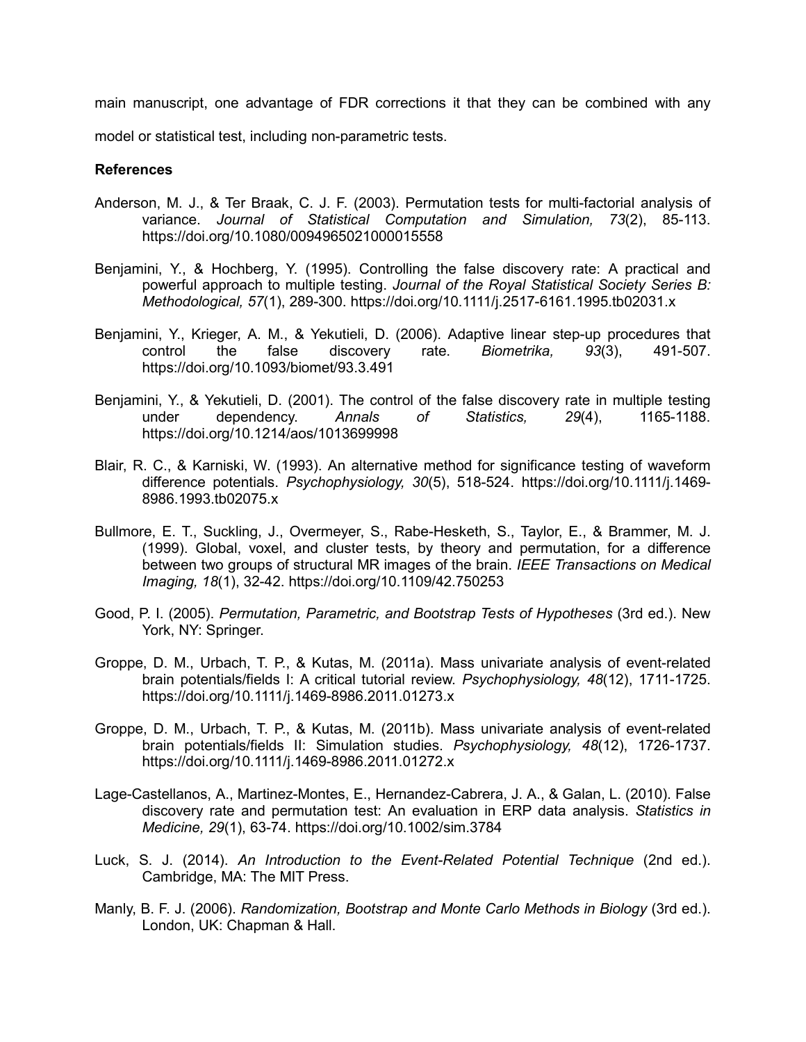main manuscript, one advantage of FDR corrections it that they can be combined with any model or statistical test, including non-parametric tests.

**References**

Anderson, M. J., & Ter Braak, C. J. F. (2003). Permutation tests for multi-factorial analysis of variance. *Journal of Statistical Computation and Simulation, 73*(2), 85-113. https://doi.org/10.1080/0094965021000015558

Benjamini, Y., & Hochberg, Y. (1995). Controlling the false discovery rate: A practical and powerful approach to multiple testing. *Journal of the Royal Statistical Society Series B: Methodological, 57*(1), 289-300. https://doi.org/10.1111/j.2517-6161.1995.tb02031.x

Benjamini, Y., Krieger, A. M., & Yekutieli, D. (2006). Adaptive linear step-up procedures that control the false discovery rate. *Biometrika, 93*(3), 491-507. https://doi.org/10.1093/biomet/93.3.491

Benjamini, Y., & Yekutieli, D. (2001). The control of the false discovery rate in multiple testing under dependency. *Annals of Statistics, 29*(4), 1165-1188. https://doi.org/10.1214/aos/1013699998

Blair, R. C., & Karniski, W. (1993). An alternative method for significance testing of waveform difference potentials. *Psychophysiology, 30*(5), 518-524. https://doi.org/10.1111/j.1469-8986.1993.tb02075.x

Bullmore, E. T., Suckling, J., Overmeyer, S., Rabe-Hesketh, S., Taylor, E., & Brammer, M. J. (1999). Global, voxel, and cluster tests, by theory and permutation, for a difference between two groups of structural MR images of the brain. *IEEE Transactions on Medical Imaging, 18*(1), 32-42. https://doi.org/10.1109/42.750253

Good, P. I. (2005). *Permutation, Parametric, and Bootstrap Tests of Hypotheses* (3rd ed.). New York, NY: Springer.

Groppe, D. M., Urbach, T. P., & Kutas, M. (2011a). Mass univariate analysis of event-related brain potentials/fields I: A critical tutorial review. *Psychophysiology, 48*(12), 1711-1725. https://doi.org/10.1111/j.1469-8986.2011.01273.x

Groppe, D. M., Urbach, T. P., & Kutas, M. (2011b). Mass univariate analysis of event-related brain potentials/fields II: Simulation studies. *Psychophysiology, 48*(12), 1726-1737. https://doi.org/10.1111/j.1469-8986.2011.01272.x

Lage-Castellanos, A., Martinez-Montes, E., Hernandez-Cabrera, J. A., & Galan, L. (2010). False discovery rate and permutation test: An evaluation in ERP data analysis. *Statistics in Medicine, 29*(1), 63-74. https://doi.org/10.1002/sim.3784

Luck, S. J. (2014). *An Introduction to the Event-Related Potential Technique* (2nd ed.). Cambridge, MA: The MIT Press.

Manly, B. F. J. (2006). *Randomization, Bootstrap and Monte Carlo Methods in Biology* (3rd ed.). London, UK: Chapman & Hall.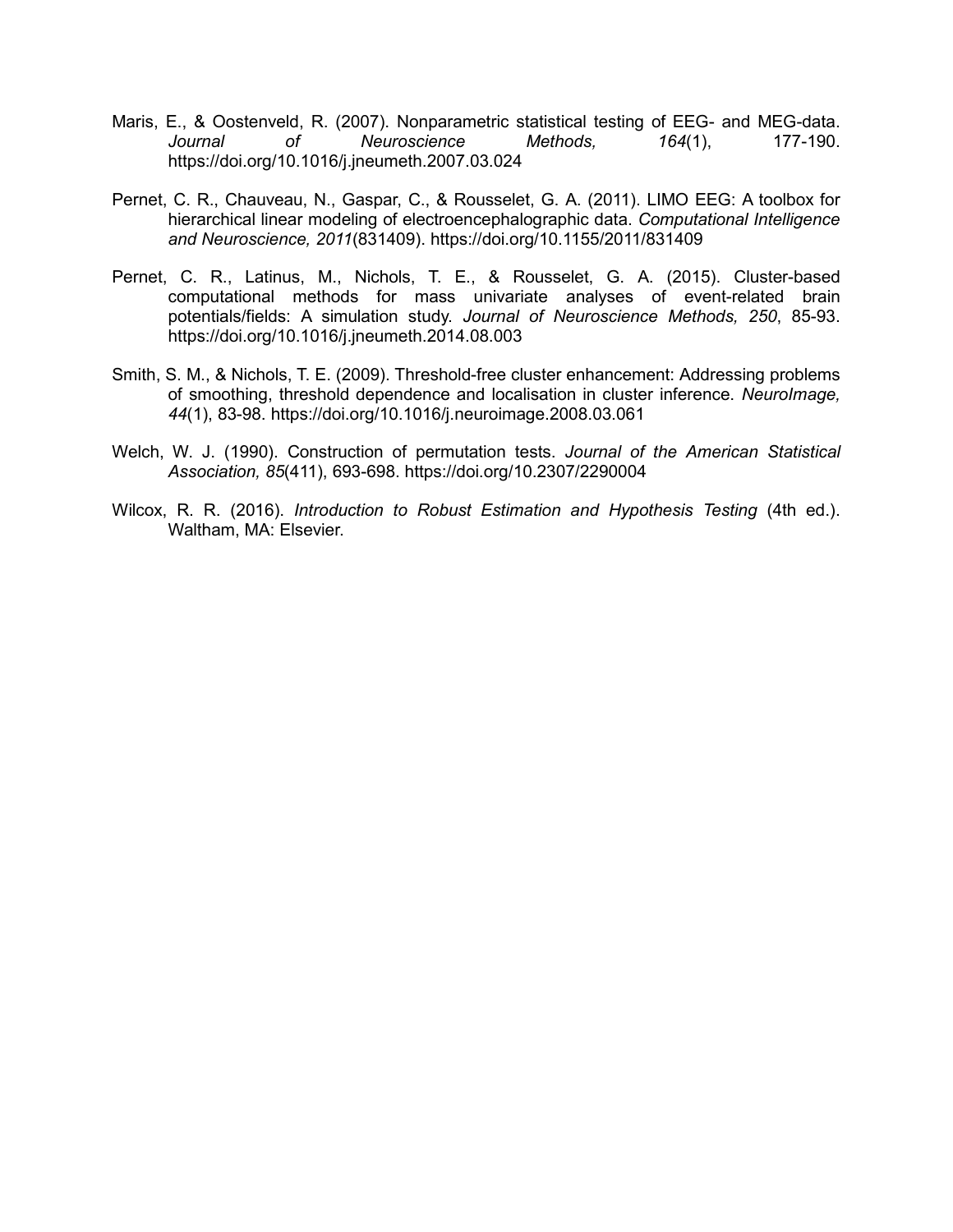Maris, E., & Oostenveld, R. (2007). Nonparametric statistical testing of EEG- and MEG-data. *Journal of Neuroscience Methods, 164*(1), 177-190. https://doi.org/10.1016/j.jneumeth.2007.03.024

Pernet, C. R., Chauveau, N., Gaspar, C., & Rousselet, G. A. (2011). LIMO EEG: A toolbox for hierarchical linear modeling of electroencephalographic data. *Computational Intelligence and Neuroscience, 2011*(831409). https://doi.org/10.1155/2011/831409

Pernet, C. R., Latinus, M., Nichols, T. E., & Rousselet, G. A. (2015). Cluster-based computational methods for mass univariate analyses of event-related brain potentials/fields: A simulation study. *Journal of Neuroscience Methods, 250*, 85-93. https://doi.org/10.1016/j.jneumeth.2014.08.003

Smith, S. M., & Nichols, T. E. (2009). Threshold-free cluster enhancement: Addressing problems of smoothing, threshold dependence and localisation in cluster inference. *NeuroImage, 44*(1), 83-98. https://doi.org/10.1016/j.neuroimage.2008.03.061

Welch, W. J. (1990). Construction of permutation tests. *Journal of the American Statistical Association, 85*(411), 693-698. https://doi.org/10.2307/2290004

Wilcox, R. R. (2016). *Introduction to Robust Estimation and Hypothesis Testing* (4th ed.). Waltham, MA: Elsevier.